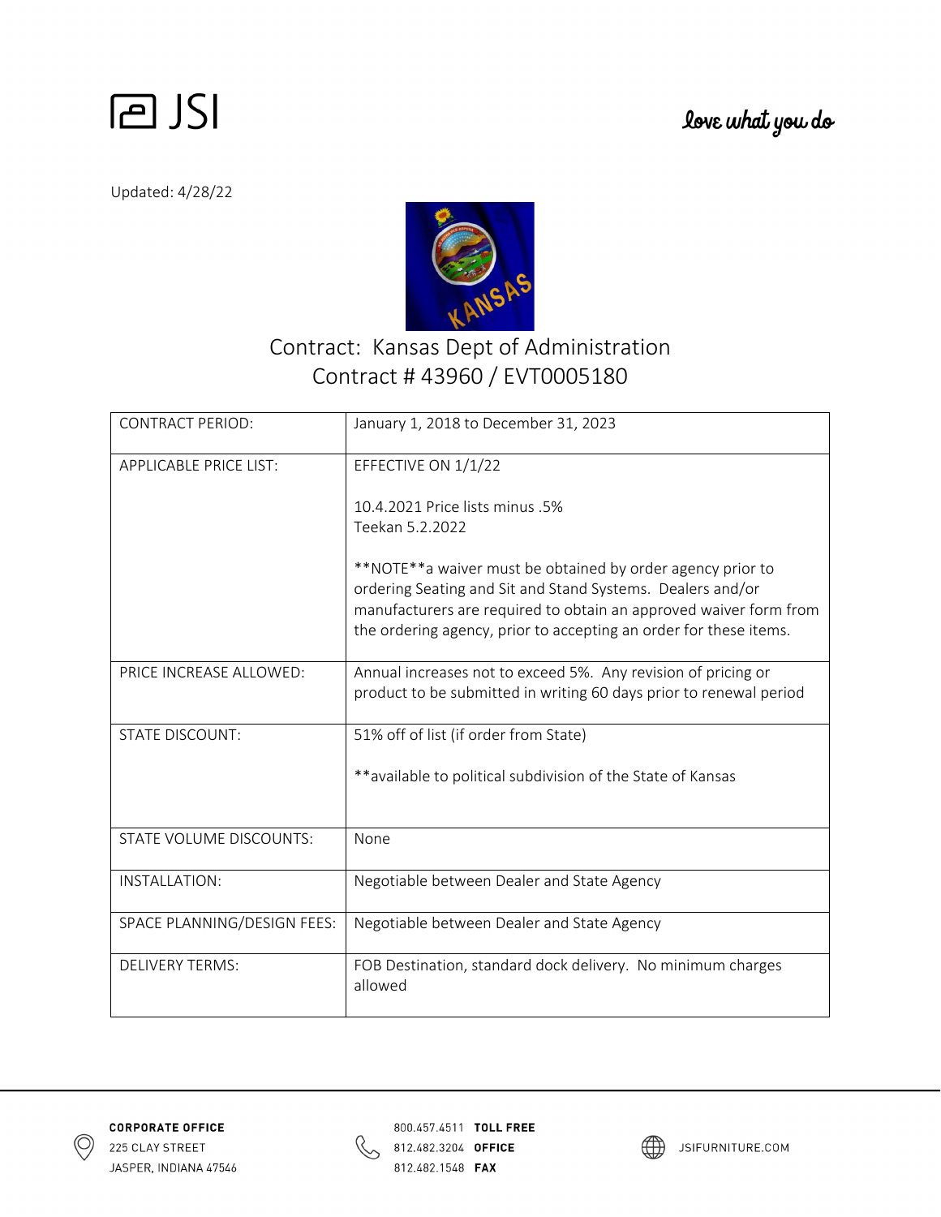JSI

*love what you do*

Updated: 4/28/22

# Contract: Kansas Dept of Administration

## Contract # 43960 / EVT0005180

| | |
|---|---|
| CONTRACT PERIOD: | January 1, 2018 to December 31, 2023 |
| APPLICABLE PRICE LIST: | EFFECTIVE ON 1/1/22<br><br>10.4.2021 Price lists minus .5%<br>Teekan 5.2.2022<br><br>**NOTE**a waiver must be obtained by order agency prior to ordering Seating and Sit and Stand Systems. Dealers and/or manufacturers are required to obtain an approved waiver form from the ordering agency, prior to accepting an order for these items. |
| PRICE INCREASE ALLOWED: | Annual increases not to exceed 5%. Any revision of pricing or product to be submitted in writing 60 days prior to renewal period |
| STATE DISCOUNT: | 51% off of list (if order from State)<br><br>**available to political subdivision of the State of Kansas |
| STATE VOLUME DISCOUNTS: | None |
| INSTALLATION: | Negotiable between Dealer and State Agency |
| SPACE PLANNING/DESIGN FEES: | Negotiable between Dealer and State Agency |
| DELIVERY TERMS: | FOB Destination, standard dock delivery. No minimum charges allowed |

**CORPORATE OFFICE**
225 CLAY STREET
JASPER, INDIANA 47546

800.457.4511 **TOLL FREE**
812.482.3204 **OFFICE**
812.482.1548 **FAX**

JSIFURNITURE.COM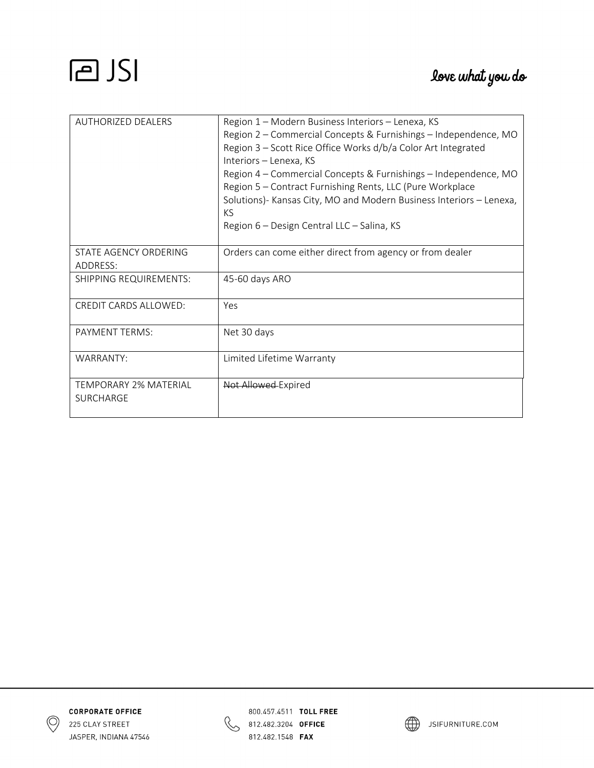| | |
|---|---|
| AUTHORIZED DEALERS | Region 1 – Modern Business Interiors – Lenexa, KS<br>Region 2 – Commercial Concepts & Furnishings – Independence, MO<br>Region 3 – Scott Rice Office Works d/b/a Color Art Integrated Interiors – Lenexa, KS<br>Region 4 – Commercial Concepts & Furnishings – Independence, MO<br>Region 5 – Contract Furnishing Rents, LLC (Pure Workplace Solutions)- Kansas City, MO and Modern Business Interiors – Lenexa, KS<br>Region 6 – Design Central LLC – Salina, KS |
| STATE AGENCY ORDERING ADDRESS: | Orders can come either direct from agency or from dealer |
| SHIPPING REQUIREMENTS: | 45-60 days ARO |
| CREDIT CARDS ALLOWED: | Yes |
| PAYMENT TERMS: | Net 30 days |
| WARRANTY: | Limited Lifetime Warranty |
| TEMPORARY 2% MATERIAL SURCHARGE | ~~Not Allowed~~ Expired |